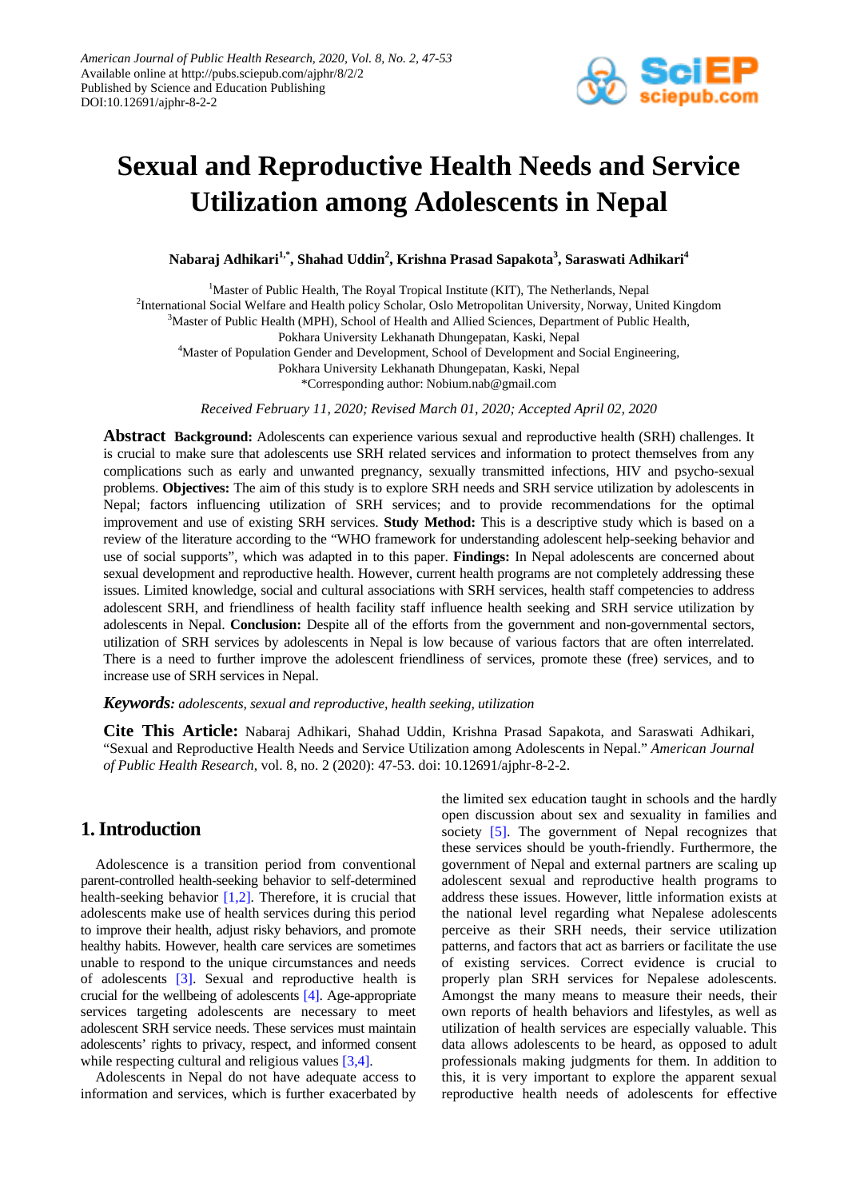# Sexual and Reproductive Health Needs and Service Utilization among Adolescents in Nepal

**Nabaraj Adhikari[1,*], Shahad Uddin[2], Krishna Prasad Sapakota[3], Saraswati Adhikari[4]**

[1]Master of Public Health, The Royal Tropical Institute (KIT), The Netherlands, Nepal
[2]International Social Welfare and Health policy Scholar, Oslo Metropolitan University, Norway, United Kingdom
[3]Master of Public Health (MPH), School of Health and Allied Sciences, Department of Public Health, Pokhara University Lekhanath Dhungepatan, Kaski, Nepal
[4]Master of Population Gender and Development, School of Development and Social Engineering, Pokhara University Lekhanath Dhungepatan, Kaski, Nepal
*Corresponding author: Nobium.nab@gmail.com

*Received February 11, 2020; Revised March 01, 2020; Accepted April 02, 2020*

**Abstract** **Background:** Adolescents can experience various sexual and reproductive health (SRH) challenges. It is crucial to make sure that adolescents use SRH related services and information to protect themselves from any complications such as early and unwanted pregnancy, sexually transmitted infections, HIV and psycho-sexual problems. **Objectives:** The aim of this study is to explore SRH needs and SRH service utilization by adolescents in Nepal; factors influencing utilization of SRH services; and to provide recommendations for the optimal improvement and use of existing SRH services. **Study Method:** This is a descriptive study which is based on a review of the literature according to the "WHO framework for understanding adolescent help-seeking behavior and use of social supports", which was adapted in to this paper. **Findings:** In Nepal adolescents are concerned about sexual development and reproductive health. However, current health programs are not completely addressing these issues. Limited knowledge, social and cultural associations with SRH services, health staff competencies to address adolescent SRH, and friendliness of health facility staff influence health seeking and SRH service utilization by adolescents in Nepal. **Conclusion:** Despite all of the efforts from the government and non-governmental sectors, utilization of SRH services by adolescents in Nepal is low because of various factors that are often interrelated. There is a need to further improve the adolescent friendliness of services, promote these (free) services, and to increase use of SRH services in Nepal.

***Keywords:*** *adolescents, sexual and reproductive, health seeking, utilization*

**Cite This Article:** Nabaraj Adhikari, Shahad Uddin, Krishna Prasad Sapakota, and Saraswati Adhikari, "Sexual and Reproductive Health Needs and Service Utilization among Adolescents in Nepal." *American Journal of Public Health Research*, vol. 8, no. 2 (2020): 47-53. doi: 10.12691/ajphr-8-2-2.

## 1. Introduction

Adolescence is a transition period from conventional parent-controlled health-seeking behavior to self-determined health-seeking behavior [1,2]. Therefore, it is crucial that adolescents make use of health services during this period to improve their health, adjust risky behaviors, and promote healthy habits. However, health care services are sometimes unable to respond to the unique circumstances and needs of adolescents [3]. Sexual and reproductive health is crucial for the wellbeing of adolescents [4]. Age-appropriate services targeting adolescents are necessary to meet adolescent SRH service needs. These services must maintain adolescents' rights to privacy, respect, and informed consent while respecting cultural and religious values [3,4].

Adolescents in Nepal do not have adequate access to information and services, which is further exacerbated by the limited sex education taught in schools and the hardly open discussion about sex and sexuality in families and society [5]. The government of Nepal recognizes that these services should be youth-friendly. Furthermore, the government of Nepal and external partners are scaling up adolescent sexual and reproductive health programs to address these issues. However, little information exists at the national level regarding what Nepalese adolescents perceive as their SRH needs, their service utilization patterns, and factors that act as barriers or facilitate the use of existing services. Correct evidence is crucial to properly plan SRH services for Nepalese adolescents. Amongst the many means to measure their needs, their own reports of health behaviors and lifestyles, as well as utilization of health services are especially valuable. This data allows adolescents to be heard, as opposed to adult professionals making judgments for them. In addition to this, it is very important to explore the apparent sexual reproductive health needs of adolescents for effective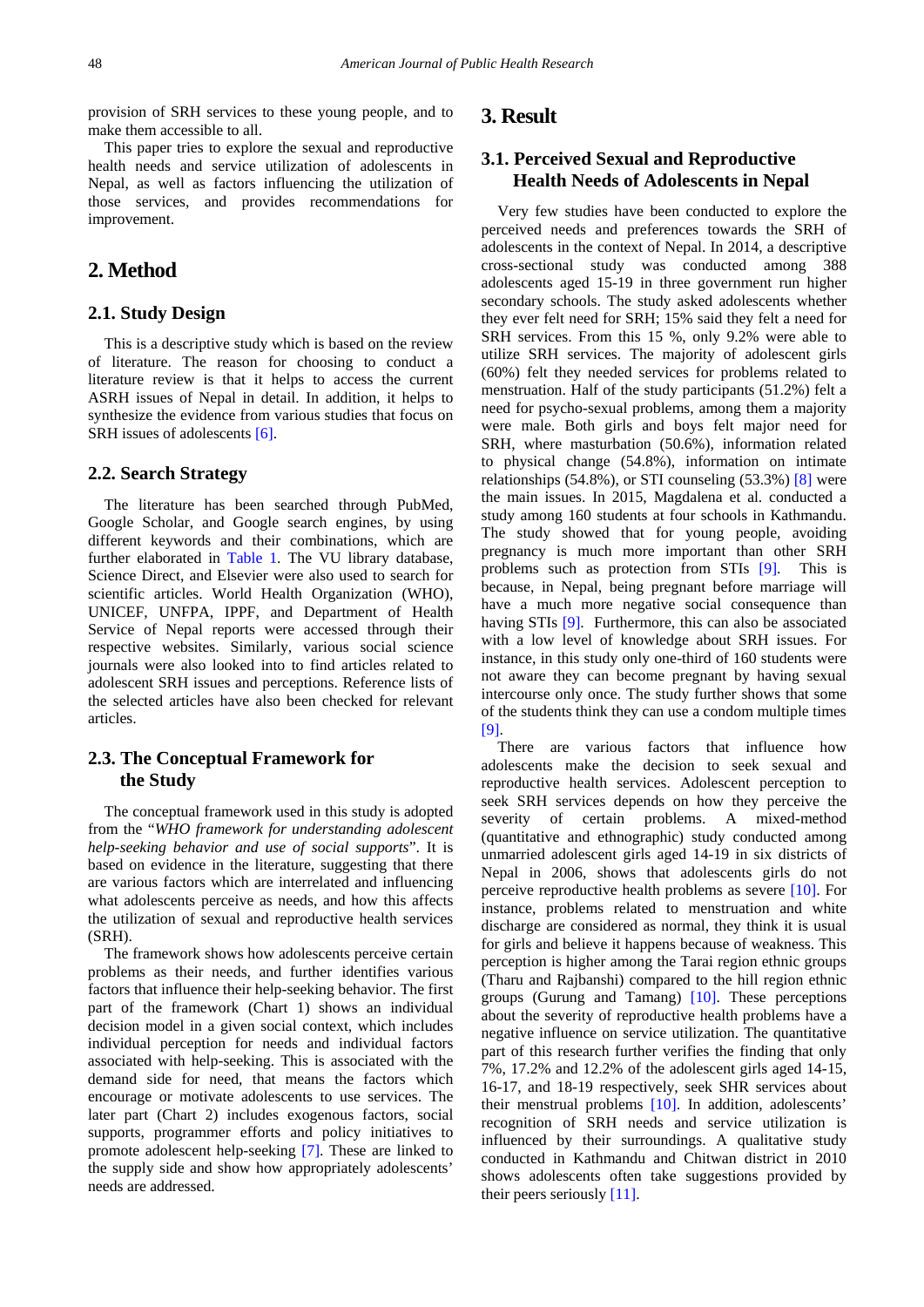provision of SRH services to these young people, and to make them accessible to all.

This paper tries to explore the sexual and reproductive health needs and service utilization of adolescents in Nepal, as well as factors influencing the utilization of those services, and provides recommendations for improvement.

## 2. Method

### 2.1. Study Design

This is a descriptive study which is based on the review of literature. The reason for choosing to conduct a literature review is that it helps to access the current ASRH issues of Nepal in detail. In addition, it helps to synthesize the evidence from various studies that focus on SRH issues of adolescents [6].

### 2.2. Search Strategy

The literature has been searched through PubMed, Google Scholar, and Google search engines, by using different keywords and their combinations, which are further elaborated in Table 1. The VU library database, Science Direct, and Elsevier were also used to search for scientific articles. World Health Organization (WHO), UNICEF, UNFPA, IPPF, and Department of Health Service of Nepal reports were accessed through their respective websites. Similarly, various social science journals were also looked into to find articles related to adolescent SRH issues and perceptions. Reference lists of the selected articles have also been checked for relevant articles.

### 2.3. The Conceptual Framework for the Study

The conceptual framework used in this study is adopted from the "*WHO framework for understanding adolescent help-seeking behavior and use of social supports*". It is based on evidence in the literature, suggesting that there are various factors which are interrelated and influencing what adolescents perceive as needs, and how this affects the utilization of sexual and reproductive health services (SRH).

The framework shows how adolescents perceive certain problems as their needs, and further identifies various factors that influence their help-seeking behavior. The first part of the framework (Chart 1) shows an individual decision model in a given social context, which includes individual perception for needs and individual factors associated with help-seeking. This is associated with the demand side for need, that means the factors which encourage or motivate adolescents to use services. The later part (Chart 2) includes exogenous factors, social supports, programmer efforts and policy initiatives to promote adolescent help-seeking [7]. These are linked to the supply side and show how appropriately adolescents' needs are addressed.

## 3. Result

### 3.1. Perceived Sexual and Reproductive Health Needs of Adolescents in Nepal

Very few studies have been conducted to explore the perceived needs and preferences towards the SRH of adolescents in the context of Nepal. In 2014, a descriptive cross-sectional study was conducted among 388 adolescents aged 15-19 in three government run higher secondary schools. The study asked adolescents whether they ever felt need for SRH; 15% said they felt a need for SRH services. From this 15 %, only 9.2% were able to utilize SRH services. The majority of adolescent girls (60%) felt they needed services for problems related to menstruation. Half of the study participants (51.2%) felt a need for psycho-sexual problems, among them a majority were male. Both girls and boys felt major need for SRH, where masturbation (50.6%), information related to physical change (54.8%), information on intimate relationships (54.8%), or STI counseling (53.3%) [8] were the main issues. In 2015, Magdalena et al. conducted a study among 160 students at four schools in Kathmandu. The study showed that for young people, avoiding pregnancy is much more important than other SRH problems such as protection from STIs [9]. This is because, in Nepal, being pregnant before marriage will have a much more negative social consequence than having STIs [9]. Furthermore, this can also be associated with a low level of knowledge about SRH issues. For instance, in this study only one-third of 160 students were not aware they can become pregnant by having sexual intercourse only once. The study further shows that some of the students think they can use a condom multiple times [9].

There are various factors that influence how adolescents make the decision to seek sexual and reproductive health services. Adolescent perception to seek SRH services depends on how they perceive the severity of certain problems. A mixed-method (quantitative and ethnographic) study conducted among unmarried adolescent girls aged 14-19 in six districts of Nepal in 2006, shows that adolescents girls do not perceive reproductive health problems as severe [10]. For instance, problems related to menstruation and white discharge are considered as normal, they think it is usual for girls and believe it happens because of weakness. This perception is higher among the Tarai region ethnic groups (Tharu and Rajbanshi) compared to the hill region ethnic groups (Gurung and Tamang) [10]. These perceptions about the severity of reproductive health problems have a negative influence on service utilization. The quantitative part of this research further verifies the finding that only 7%, 17.2% and 12.2% of the adolescent girls aged 14-15, 16-17, and 18-19 respectively, seek SHR services about their menstrual problems [10]. In addition, adolescents' recognition of SRH needs and service utilization is influenced by their surroundings. A qualitative study conducted in Kathmandu and Chitwan district in 2010 shows adolescents often take suggestions provided by their peers seriously [11].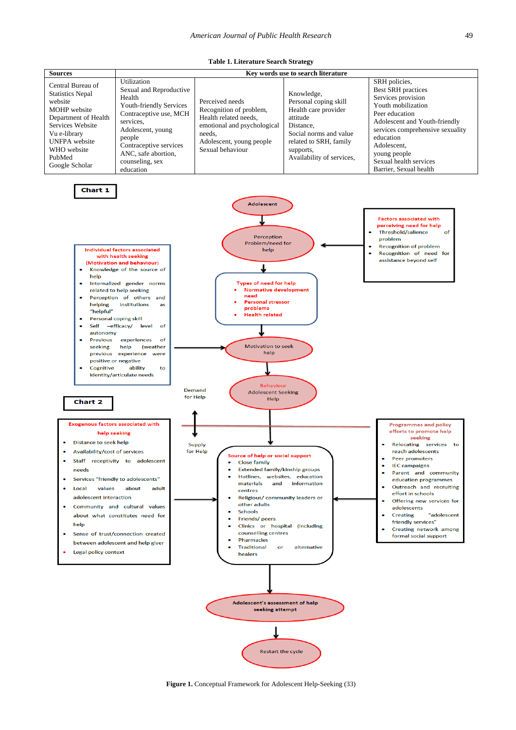**Table 1. Literature Search Strategy**

| Sources | Key words use to search literature | | | |
|---|---|---|---|---|
| Central Bureau of Statistics Nepal website<br>MOHP website<br>Department of Health Services Website<br>Vu e-library<br>UNFPA website<br>WHO website<br>PubMed<br>Google Scholar | Utilization<br>Sexual and Reproductive Health<br>Youth-friendly Services<br>Contraceptive use, MCH services,<br>Adolescent, young people<br>Contraceptive services<br>ANC, safe abortion, counseling, sex education | Perceived needs<br>Recognition of problem,<br>Health related needs, emotional and psychological needs,<br>Adolescent, young people<br>Sexual behaviour | Knowledge,<br>Personal coping skill<br>Health care provider attitude<br>Distance,<br>Social norms and value related to SRH, family supports,<br>Availability of services, | SRH policies,<br>Best SRH practices<br>Services provision<br>Youth mobilization<br>Peer education<br>Adolescent and Youth-friendly services comprehensive sexuality education<br>Adolescent,<br>young people<br>Sexual health services<br>Barrier, Sexual health |

**Chart 1**

Adolescent → Perception Problem/need for help → Types of need for help → Motivation to seek help → Behaviour Adolescent Seeking Help

**Factors associated with perceiving need for help**
- Threshold/salience of problem
- Recognition of problem
- Recognition of need for assistance beyond self

**Types of need for help**
- Normative development need
- Personal stressor problems
- Health related

**Individual factors associated with health seeking (Motivation and behaviour)**
- Knowledge of the source of help
- Internalized gender norms related to help seeking
- Perception of others and helping institutions as "helpful"
- Personal coping skill
- Self –efficacy/ level of autonomy
- Previous experiences of seeking help (weather previous experience were positive or negative
- Cognitive ability to identity/articulate needs

Demand for Help

Supply for Help

**Chart 2**

**Exogenous factors associated with help seeking**
- Distance to seek help
- Availability/cost of services
- Staff receptivity to adolescent needs
- Services "friendly to adolescents"
- Local values about adult adolescent interaction
- Community and cultural values about what constitutes need for help
- Sense of trust/connection created between adolescent and help giver
- Legal policy context

**Source of help or social support**
- Close family
- Extended family/kinship groups
- Hotlines, websites, education materials and information centres
- Religious/ community leaders or other adults
- Schools
- Friends/ peers
- Clinics or hospital (including counselling centres
- Pharmacies
- Traditional or alternative healers

**Programmes and policy efforts to promote help seeking**
- Relocating services to reach adolescents
- Peer promoters
- IEC campaigns
- Parent and community education programmes
- Outreach and recruiting effort in schools
- Offering new services for adolescents
- Creating "adolescent friendly services"
- Creating network among formal social support

Source of help or social support → Adolescent's assessment of help seeking attempt → Restart the cycle

**Figure 1.** Conceptual Framework for Adolescent Help-Seeking (33)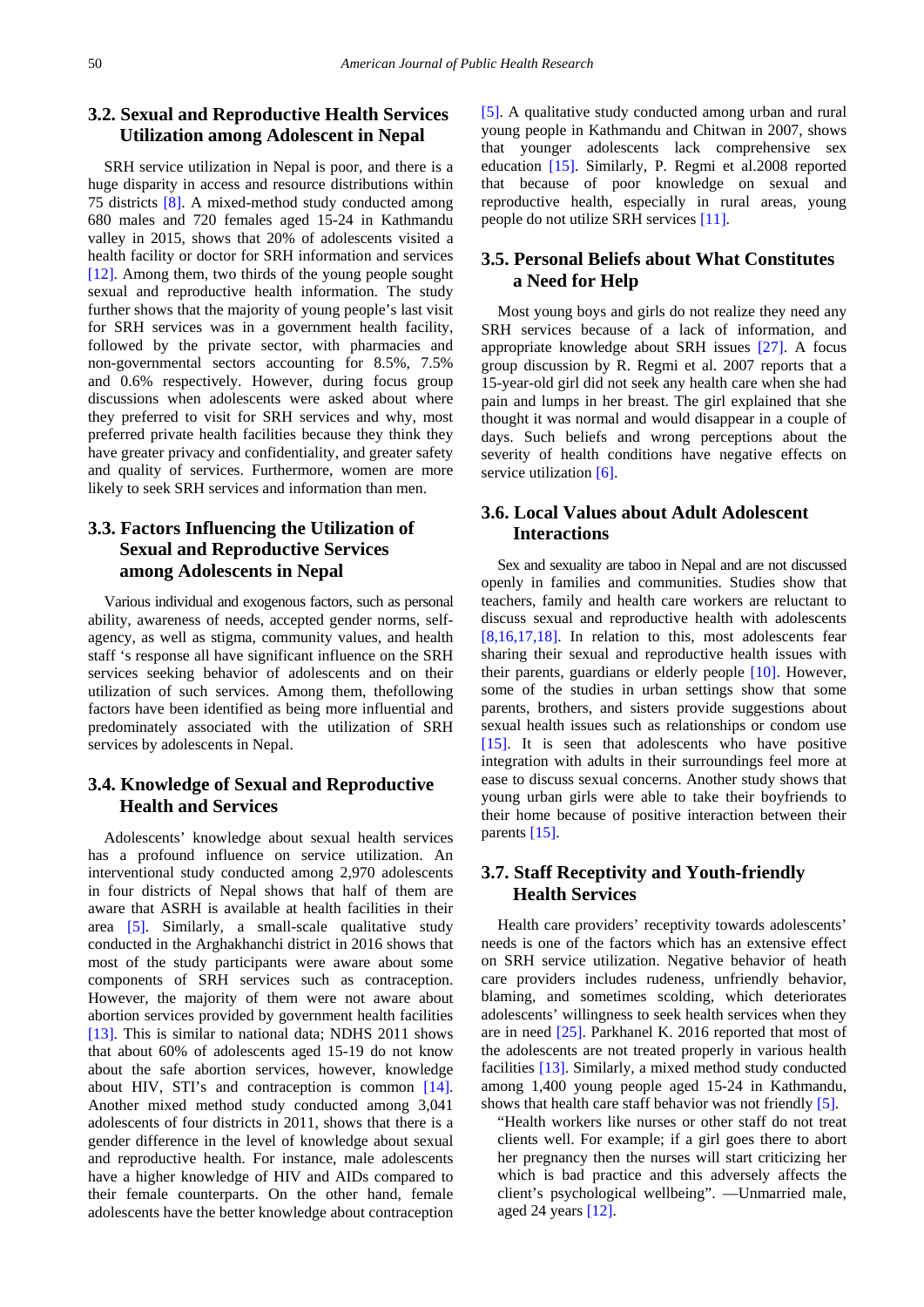## 3.2. Sexual and Reproductive Health Services Utilization among Adolescent in Nepal

SRH service utilization in Nepal is poor, and there is a huge disparity in access and resource distributions within 75 districts [8]. A mixed-method study conducted among 680 males and 720 females aged 15-24 in Kathmandu valley in 2015, shows that 20% of adolescents visited a health facility or doctor for SRH information and services [12]. Among them, two thirds of the young people sought sexual and reproductive health information. The study further shows that the majority of young people's last visit for SRH services was in a government health facility, followed by the private sector, with pharmacies and non-governmental sectors accounting for 8.5%, 7.5% and 0.6% respectively. However, during focus group discussions when adolescents were asked about where they preferred to visit for SRH services and why, most preferred private health facilities because they think they have greater privacy and confidentiality, and greater safety and quality of services. Furthermore, women are more likely to seek SRH services and information than men.

## 3.3. Factors Influencing the Utilization of Sexual and Reproductive Services among Adolescents in Nepal

Various individual and exogenous factors, such as personal ability, awareness of needs, accepted gender norms, self-agency, as well as stigma, community values, and health staff 's response all have significant influence on the SRH services seeking behavior of adolescents and on their utilization of such services. Among them, thefollowing factors have been identified as being more influential and predominately associated with the utilization of SRH services by adolescents in Nepal.

## 3.4. Knowledge of Sexual and Reproductive Health and Services

Adolescents' knowledge about sexual health services has a profound influence on service utilization. An interventional study conducted among 2,970 adolescents in four districts of Nepal shows that half of them are aware that ASRH is available at health facilities in their area [5]. Similarly, a small-scale qualitative study conducted in the Arghakhanchi district in 2016 shows that most of the study participants were aware about some components of SRH services such as contraception. However, the majority of them were not aware about abortion services provided by government health facilities [13]. This is similar to national data; NDHS 2011 shows that about 60% of adolescents aged 15-19 do not know about the safe abortion services, however, knowledge about HIV, STI's and contraception is common [14]. Another mixed method study conducted among 3,041 adolescents of four districts in 2011, shows that there is a gender difference in the level of knowledge about sexual and reproductive health. For instance, male adolescents have a higher knowledge of HIV and AIDs compared to their female counterparts. On the other hand, female adolescents have the better knowledge about contraception [5]. A qualitative study conducted among urban and rural young people in Kathmandu and Chitwan in 2007, shows that younger adolescents lack comprehensive sex education [15]. Similarly, P. Regmi et al.2008 reported that because of poor knowledge on sexual and reproductive health, especially in rural areas, young people do not utilize SRH services [11].

## 3.5. Personal Beliefs about What Constitutes a Need for Help

Most young boys and girls do not realize they need any SRH services because of a lack of information, and appropriate knowledge about SRH issues [27]. A focus group discussion by R. Regmi et al. 2007 reports that a 15-year-old girl did not seek any health care when she had pain and lumps in her breast. The girl explained that she thought it was normal and would disappear in a couple of days. Such beliefs and wrong perceptions about the severity of health conditions have negative effects on service utilization [6].

## 3.6. Local Values about Adult Adolescent Interactions

Sex and sexuality are taboo in Nepal and are not discussed openly in families and communities. Studies show that teachers, family and health care workers are reluctant to discuss sexual and reproductive health with adolescents [8,16,17,18]. In relation to this, most adolescents fear sharing their sexual and reproductive health issues with their parents, guardians or elderly people [10]. However, some of the studies in urban settings show that some parents, brothers, and sisters provide suggestions about sexual health issues such as relationships or condom use [15]. It is seen that adolescents who have positive integration with adults in their surroundings feel more at ease to discuss sexual concerns. Another study shows that young urban girls were able to take their boyfriends to their home because of positive interaction between their parents [15].

## 3.7. Staff Receptivity and Youth-friendly Health Services

Health care providers' receptivity towards adolescents' needs is one of the factors which has an extensive effect on SRH service utilization. Negative behavior of heath care providers includes rudeness, unfriendly behavior, blaming, and sometimes scolding, which deteriorates adolescents' willingness to seek health services when they are in need [25]. Parkhanel K. 2016 reported that most of the adolescents are not treated properly in various health facilities [13]. Similarly, a mixed method study conducted among 1,400 young people aged 15-24 in Kathmandu, shows that health care staff behavior was not friendly [5].

> "Health workers like nurses or other staff do not treat clients well. For example; if a girl goes there to abort her pregnancy then the nurses will start criticizing her which is bad practice and this adversely affects the client's psychological wellbeing". —Unmarried male, aged 24 years [12].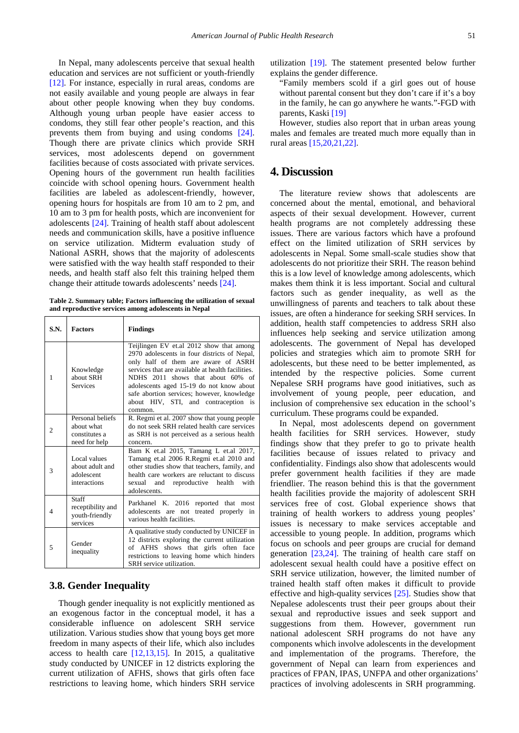In Nepal, many adolescents perceive that sexual health education and services are not sufficient or youth-friendly [12]. For instance, especially in rural areas, condoms are not easily available and young people are always in fear about other people knowing when they buy condoms. Although young urban people have easier access to condoms, they still fear other people's reaction, and this prevents them from buying and using condoms [24]. Though there are private clinics which provide SRH services, most adolescents depend on government facilities because of costs associated with private services. Opening hours of the government run health facilities coincide with school opening hours. Government health facilities are labeled as adolescent-friendly, however, opening hours for hospitals are from 10 am to 2 pm, and 10 am to 3 pm for health posts, which are inconvenient for adolescents [24]. Training of health staff about adolescent needs and communication skills, have a positive influence on service utilization. Midterm evaluation study of National ASRH, shows that the majority of adolescents were satisfied with the way health staff responded to their needs, and health staff also felt this training helped them change their attitude towards adolescents' needs [24].

**Table 2. Summary table; Factors influencing the utilization of sexual and reproductive services among adolescents in Nepal**

| S.N. | Factors | Findings |
|---|---|---|
| 1 | Knowledge about SRH Services | Teijlingen EV et.al 2012 show that among 2970 adolescents in four districts of Nepal, only half of them are aware of ASRH services that are available at health facilities. NDHS 2011 shows that about 60% of adolescents aged 15-19 do not know about safe abortion services; however, knowledge about HIV, STI, and contraception is common. |
| 2 | Personal beliefs about what constitutes a need for help | R. Regmi et al. 2007 show that young people do not seek SRH related health care services as SRH is not perceived as a serious health concern. |
| 3 | Local values about adult and adolescent interactions | Bam K et.al 2015, Tamang L et.al 2017, Tamang et.al 2006 R.Regmi et.al 2010 and other studies show that teachers, family, and health care workers are reluctant to discuss sexual and reproductive health with adolescents. |
| 4 | Staff receptibility and youth-friendly services | Parkhanel K. 2016 reported that most adolescents are not treated properly in various health facilities. |
| 5 | Gender inequality | A qualitative study conducted by UNICEF in 12 districts exploring the current utilization of AFHS shows that girls often face restrictions to leaving home which hinders SRH service utilization. |

### 3.8. Gender Inequality

Though gender inequality is not explicitly mentioned as an exogenous factor in the conceptual model, it has a considerable influence on adolescent SRH service utilization. Various studies show that young boys get more freedom in many aspects of their life, which also includes access to health care [12,13,15]. In 2015, a qualitative study conducted by UNICEF in 12 districts exploring the current utilization of AFHS, shows that girls often face restrictions to leaving home, which hinders SRH service utilization [19]. The statement presented below further explains the gender difference.

> "Family members scold if a girl goes out of house without parental consent but they don't care if it's a boy in the family, he can go anywhere he wants."-FGD with parents, Kaski [19]

However, studies also report that in urban areas young males and females are treated much more equally than in rural areas [15,20,21,22].

## 4. Discussion

The literature review shows that adolescents are concerned about the mental, emotional, and behavioral aspects of their sexual development. However, current health programs are not completely addressing these issues. There are various factors which have a profound effect on the limited utilization of SRH services by adolescents in Nepal. Some small-scale studies show that adolescents do not prioritize their SRH. The reason behind this is a low level of knowledge among adolescents, which makes them think it is less important. Social and cultural factors such as gender inequality, as well as the unwillingness of parents and teachers to talk about these issues, are often a hinderance for seeking SRH services. In addition, health staff competencies to address SRH also influences help seeking and service utilization among adolescents. The government of Nepal has developed policies and strategies which aim to promote SRH for adolescents, but these need to be better implemented, as intended by the respective policies. Some current Nepalese SRH programs have good initiatives, such as involvement of young people, peer education, and inclusion of comprehensive sex education in the school's curriculum. These programs could be expanded.

In Nepal, most adolescents depend on government health facilities for SRH services. However, study findings show that they prefer to go to private health facilities because of issues related to privacy and confidentiality. Findings also show that adolescents would prefer government health facilities if they are made friendlier. The reason behind this is that the government health facilities provide the majority of adolescent SRH services free of cost. Global experience shows that training of health workers to address young peoples' issues is necessary to make services acceptable and accessible to young people. In addition, programs which focus on schools and peer groups are crucial for demand generation [23,24]. The training of health care staff on adolescent sexual health could have a positive effect on SRH service utilization, however, the limited number of trained health staff often makes it difficult to provide effective and high-quality services [25]. Studies show that Nepalese adolescents trust their peer groups about their sexual and reproductive issues and seek support and suggestions from them. However, government run national adolescent SRH programs do not have any components which involve adolescents in the development and implementation of the programs. Therefore, the government of Nepal can learn from experiences and practices of FPAN, IPAS, UNFPA and other organizations' practices of involving adolescents in SRH programming.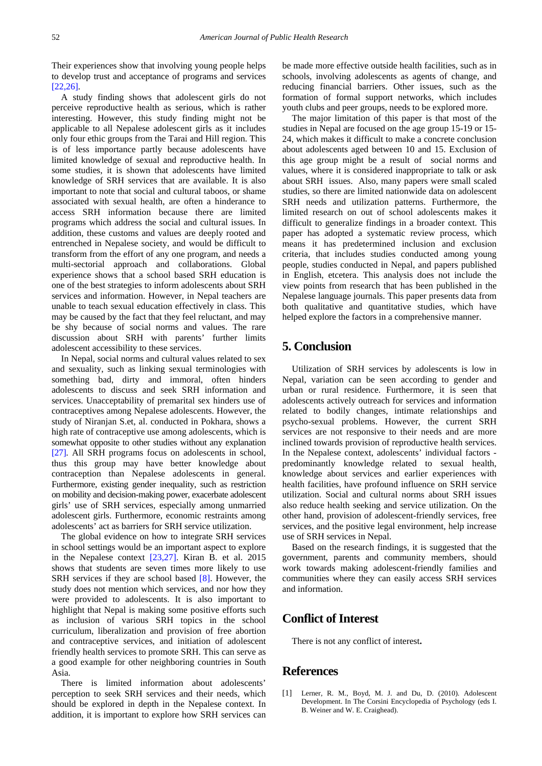Their experiences show that involving young people helps to develop trust and acceptance of programs and services [22,26].

A study finding shows that adolescent girls do not perceive reproductive health as serious, which is rather interesting. However, this study finding might not be applicable to all Nepalese adolescent girls as it includes only four ethic groups from the Tarai and Hill region. This is of less importance partly because adolescents have limited knowledge of sexual and reproductive health. In some studies, it is shown that adolescents have limited knowledge of SRH services that are available. It is also important to note that social and cultural taboos, or shame associated with sexual health, are often a hinderance to access SRH information because there are limited programs which address the social and cultural issues. In addition, these customs and values are deeply rooted and entrenched in Nepalese society, and would be difficult to transform from the effort of any one program, and needs a multi-sectorial approach and collaborations. Global experience shows that a school based SRH education is one of the best strategies to inform adolescents about SRH services and information. However, in Nepal teachers are unable to teach sexual education effectively in class. This may be caused by the fact that they feel reluctant, and may be shy because of social norms and values. The rare discussion about SRH with parents' further limits adolescent accessibility to these services.

In Nepal, social norms and cultural values related to sex and sexuality, such as linking sexual terminologies with something bad, dirty and immoral, often hinders adolescents to discuss and seek SRH information and services. Unacceptability of premarital sex hinders use of contraceptives among Nepalese adolescents. However, the study of Niranjan S.et, al. conducted in Pokhara, shows a high rate of contraceptive use among adolescents, which is somewhat opposite to other studies without any explanation [27]. All SRH programs focus on adolescents in school, thus this group may have better knowledge about contraception than Nepalese adolescents in general. Furthermore, existing gender inequality, such as restriction on mobility and decision-making power, exacerbate adolescent girls' use of SRH services, especially among unmarried adolescent girls. Furthermore, economic restraints among adolescents' act as barriers for SRH service utilization.

The global evidence on how to integrate SRH services in school settings would be an important aspect to explore in the Nepalese context [23,27]. Kiran B. et al. 2015 shows that students are seven times more likely to use SRH services if they are school based [8]. However, the study does not mention which services, and nor how they were provided to adolescents. It is also important to highlight that Nepal is making some positive efforts such as inclusion of various SRH topics in the school curriculum, liberalization and provision of free abortion and contraceptive services, and initiation of adolescent friendly health services to promote SRH. This can serve as a good example for other neighboring countries in South Asia.

There is limited information about adolescents' perception to seek SRH services and their needs, which should be explored in depth in the Nepalese context. In addition, it is important to explore how SRH services can be made more effective outside health facilities, such as in schools, involving adolescents as agents of change, and reducing financial barriers. Other issues, such as the formation of formal support networks, which includes youth clubs and peer groups, needs to be explored more.

The major limitation of this paper is that most of the studies in Nepal are focused on the age group 15-19 or 15-24, which makes it difficult to make a concrete conclusion about adolescents aged between 10 and 15. Exclusion of this age group might be a result of social norms and values, where it is considered inappropriate to talk or ask about SRH issues. Also, many papers were small scaled studies, so there are limited nationwide data on adolescent SRH needs and utilization patterns. Furthermore, the limited research on out of school adolescents makes it difficult to generalize findings in a broader context. This paper has adopted a systematic review process, which means it has predetermined inclusion and exclusion criteria, that includes studies conducted among young people, studies conducted in Nepal, and papers published in English, etcetera. This analysis does not include the view points from research that has been published in the Nepalese language journals. This paper presents data from both qualitative and quantitative studies, which have helped explore the factors in a comprehensive manner.

## 5. Conclusion

Utilization of SRH services by adolescents is low in Nepal, variation can be seen according to gender and urban or rural residence. Furthermore, it is seen that adolescents actively outreach for services and information related to bodily changes, intimate relationships and psycho-sexual problems. However, the current SRH services are not responsive to their needs and are more inclined towards provision of reproductive health services. In the Nepalese context, adolescents' individual factors - predominantly knowledge related to sexual health, knowledge about services and earlier experiences with health facilities, have profound influence on SRH service utilization. Social and cultural norms about SRH issues also reduce health seeking and service utilization. On the other hand, provision of adolescent-friendly services, free services, and the positive legal environment, help increase use of SRH services in Nepal.

Based on the research findings, it is suggested that the government, parents and community members, should work towards making adolescent-friendly families and communities where they can easily access SRH services and information.

## Conflict of Interest

There is not any conflict of interest**.**

## References

[1] Lerner, R. M., Boyd, M. J. and Du, D. (2010). Adolescent Development. In The Corsini Encyclopedia of Psychology (eds I. B. Weiner and W. E. Craighead).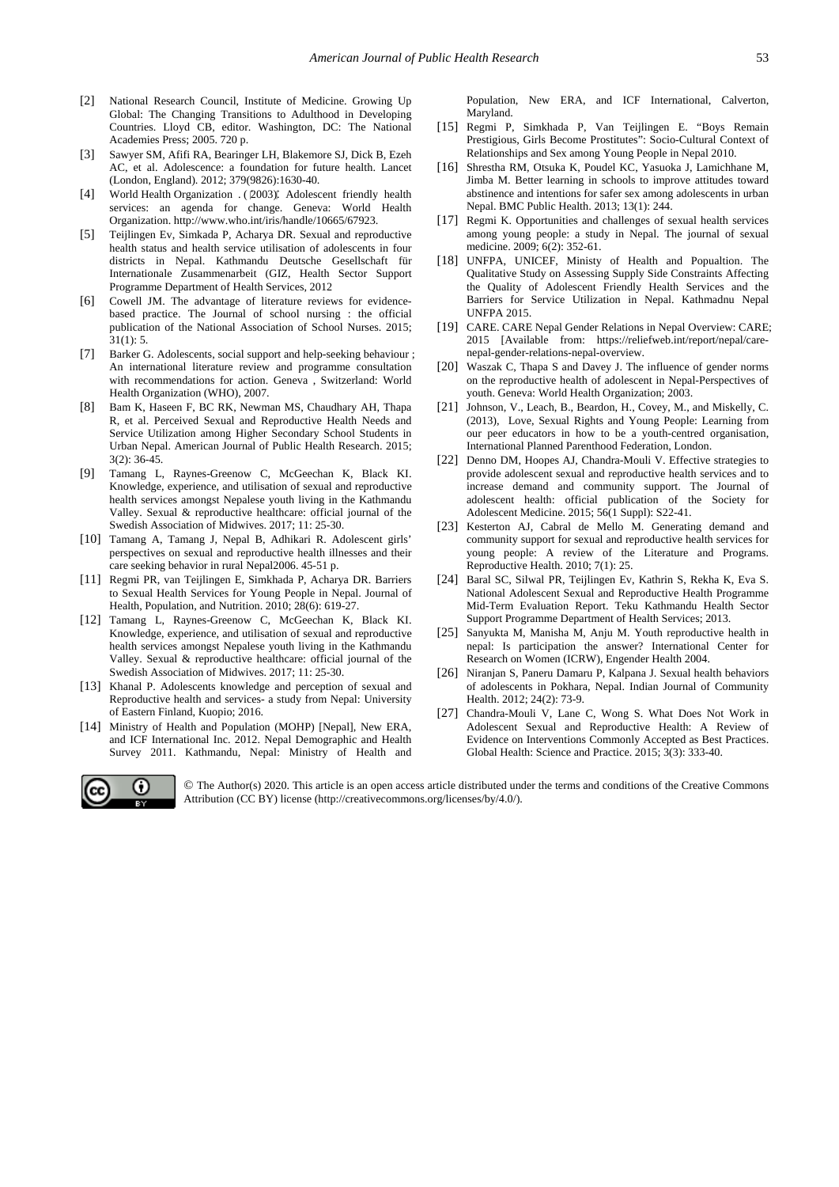[2] National Research Council, Institute of Medicine. Growing Up Global: The Changing Transitions to Adulthood in Developing Countries. Lloyd CB, editor. Washington, DC: The National Academies Press; 2005. 720 p.

[3] Sawyer SM, Afifi RA, Bearinger LH, Blakemore SJ, Dick B, Ezeh AC, et al. Adolescence: a foundation for future health. Lancet (London, England). 2012; 379(9826):1630-40.

[4] World Health Organization . (2003). Adolescent friendly health services: an agenda for change. Geneva: World Health Organization. http://www.who.int/iris/handle/10665/67923.

[5] Teijlingen Ev, Simkada P, Acharya DR. Sexual and reproductive health status and health service utilisation of adolescents in four districts in Nepal. Kathmandu Deutsche Gesellschaft für Internationale Zusammenarbeit (GIZ, Health Sector Support Programme Department of Health Services, 2012

[6] Cowell JM. The advantage of literature reviews for evidence-based practice. The Journal of school nursing : the official publication of the National Association of School Nurses. 2015; 31(1): 5.

[7] Barker G. Adolescents, social support and help-seeking behaviour ; An international literature review and programme consultation with recommendations for action. Geneva , Switzerland: World Health Organization (WHO), 2007.

[8] Bam K, Haseen F, BC RK, Newman MS, Chaudhary AH, Thapa R, et al. Perceived Sexual and Reproductive Health Needs and Service Utilization among Higher Secondary School Students in Urban Nepal. American Journal of Public Health Research. 2015; 3(2): 36-45.

[9] Tamang L, Raynes-Greenow C, McGeechan K, Black KI. Knowledge, experience, and utilisation of sexual and reproductive health services amongst Nepalese youth living in the Kathmandu Valley. Sexual & reproductive healthcare: official journal of the Swedish Association of Midwives. 2017; 11: 25-30.

[10] Tamang A, Tamang J, Nepal B, Adhikari R. Adolescent girls' perspectives on sexual and reproductive health illnesses and their care seeking behavior in rural Nepal2006. 45-51 p.

[11] Regmi PR, van Teijlingen E, Simkhada P, Acharya DR. Barriers to Sexual Health Services for Young People in Nepal. Journal of Health, Population, and Nutrition. 2010; 28(6): 619-27.

[12] Tamang L, Raynes-Greenow C, McGeechan K, Black KI. Knowledge, experience, and utilisation of sexual and reproductive health services amongst Nepalese youth living in the Kathmandu Valley. Sexual & reproductive healthcare: official journal of the Swedish Association of Midwives. 2017; 11: 25-30.

[13] Khanal P. Adolescents knowledge and perception of sexual and Reproductive health and services- a study from Nepal: University of Eastern Finland, Kuopio; 2016.

[14] Ministry of Health and Population (MOHP) [Nepal], New ERA, and ICF International Inc. 2012. Nepal Demographic and Health Survey 2011. Kathmandu, Nepal: Ministry of Health and Population, New ERA, and ICF International, Calverton, Maryland.

[15] Regmi P, Simkhada P, Van Teijlingen E. "Boys Remain Prestigious, Girls Become Prostitutes": Socio-Cultural Context of Relationships and Sex among Young People in Nepal 2010.

[16] Shrestha RM, Otsuka K, Poudel KC, Yasuoka J, Lamichhane M, Jimba M. Better learning in schools to improve attitudes toward abstinence and intentions for safer sex among adolescents in urban Nepal. BMC Public Health. 2013; 13(1): 244.

[17] Regmi K. Opportunities and challenges of sexual health services among young people: a study in Nepal. The journal of sexual medicine. 2009; 6(2): 352-61.

[18] UNFPA, UNICEF, Ministy of Health and Popualtion. The Qualitative Study on Assessing Supply Side Constraints Affecting the Quality of Adolescent Friendly Health Services and the Barriers for Service Utilization in Nepal. Kathmadnu Nepal UNFPA 2015.

[19] CARE. CARE Nepal Gender Relations in Nepal Overview: CARE; 2015 [Available from: https://reliefweb.int/report/nepal/care-nepal-gender-relations-nepal-overview.

[20] Waszak C, Thapa S and Davey J. The influence of gender norms on the reproductive health of adolescent in Nepal-Perspectives of youth. Geneva: World Health Organization; 2003.

[21] Johnson, V., Leach, B., Beardon, H., Covey, M., and Miskelly, C. (2013), Love, Sexual Rights and Young People: Learning from our peer educators in how to be a youth-centred organisation, International Planned Parenthood Federation, London.

[22] Denno DM, Hoopes AJ, Chandra-Mouli V. Effective strategies to provide adolescent sexual and reproductive health services and to increase demand and community support. The Journal of adolescent health: official publication of the Society for Adolescent Medicine. 2015; 56(1 Suppl): S22-41.

[23] Kesterton AJ, Cabral de Mello M. Generating demand and community support for sexual and reproductive health services for young people: A review of the Literature and Programs. Reproductive Health. 2010; 7(1): 25.

[24] Baral SC, Silwal PR, Teijlingen Ev, Kathrin S, Rekha K, Eva S. National Adolescent Sexual and Reproductive Health Programme Mid-Term Evaluation Report. Teku Kathmandu Health Sector Support Programme Department of Health Services; 2013.

[25] Sanyukta M, Manisha M, Anju M. Youth reproductive health in nepal: Is participation the answer? International Center for Research on Women (ICRW), Engender Health 2004.

[26] Niranjan S, Paneru Damaru P, Kalpana J. Sexual health behaviors of adolescents in Pokhara, Nepal. Indian Journal of Community Health. 2012; 24(2): 73-9.

[27] Chandra-Mouli V, Lane C, Wong S. What Does Not Work in Adolescent Sexual and Reproductive Health: A Review of Evidence on Interventions Commonly Accepted as Best Practices. Global Health: Science and Practice. 2015; 3(3): 333-40.

© The Author(s) 2020. This article is an open access article distributed under the terms and conditions of the Creative Commons Attribution (CC BY) license (http://creativecommons.org/licenses/by/4.0/).